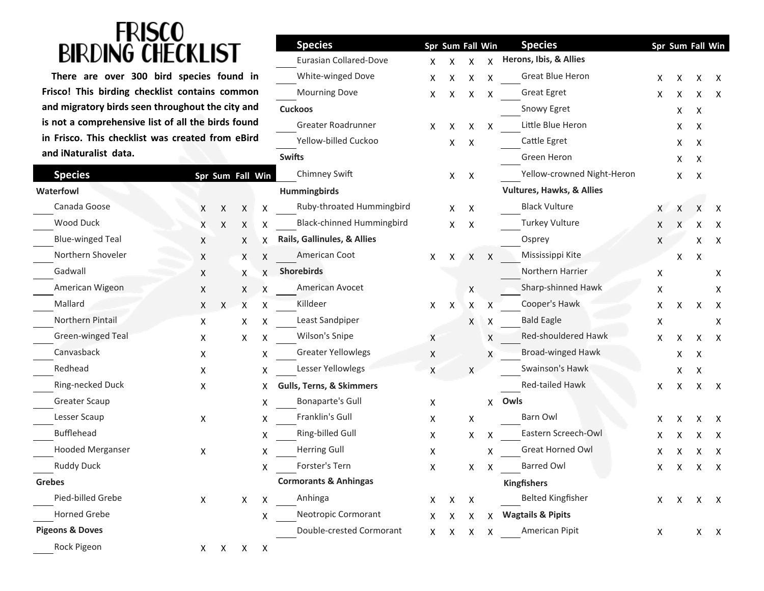# FRISCO BIRDING CHECKLIST

**There are over 300 bird species found in Frisco! This birding checklist contains common and migratory birds seen throughout the city and is not a comprehensive list of all the birds found in Frisco. This checklist was created from eBird and iNaturalist data.**

| Species | Spr | Sum | Fall | Win |
|---|---|---|---|---|
| **Waterfowl** | | | | |
| ____ Canada Goose | X | X | X | X |
| ____ Wood Duck | X | X | X | X |
| ____ Blue-winged Teal | X | | X | X |
| ____ Northern Shoveler | X | | X | X |
| ____ Gadwall | X | | X | X |
| ____ American Wigeon | X | | X | X |
| ____ Mallard | X | X | X | X |
| ____ Northern Pintail | X | | X | X |
| ____ Green-winged Teal | X | | X | X |
| ____ Canvasback | X | | | X |
| ____ Redhead | X | | | X |
| ____ Ring-necked Duck | X | | | X |
| ____ Greater Scaup | | | | X |
| ____ Lesser Scaup | X | | | X |
| ____ Bufflehead | | | | X |
| ____ Hooded Merganser | X | | | X |
| ____ Ruddy Duck | | | | X |
| **Grebes** | | | | |
| ____ Pied-billed Grebe | X | | X | X |
| ____ Horned Grebe | | | | X |
| **Pigeons & Doves** | | | | |
| ____ Rock Pigeon | X | X | X | X |
| ____ Eurasian Collared-Dove | X | X | X | X |
| ____ White-winged Dove | X | X | X | X |
| ____ Mourning Dove | X | X | X | X |
| **Cuckoos** | | | | |
| ____ Greater Roadrunner | X | X | X | X |
| ____ Yellow-billed Cuckoo | | X | X | |
| **Swifts** | | | | |
| ____ Chimney Swift | | X | X | |
| **Hummingbirds** | | | | |
| ____ Ruby-throated Hummingbird | | X | X | |
| ____ Black-chinned Hummingbird | | X | X | |
| **Rails, Gallinules, & Allies** | | | | |
| ____ American Coot | X | X | X | X |
| **Shorebirds** | | | | |
| ____ American Avocet | | | X | |
| ____ Killdeer | X | X | X | X |
| ____ Least Sandpiper | | | X | X |
| ____ Wilson's Snipe | X | | | X |
| ____ Greater Yellowlegs | X | | | X |
| ____ Lesser Yellowlegs | X | | X | |
| **Gulls, Terns, & Skimmers** | | | | |
| ____ Bonaparte's Gull | X | | | X |
| ____ Franklin's Gull | X | | X | |
| ____ Ring-billed Gull | X | | X | X |
| ____ Herring Gull | X | | | X |
| ____ Forster's Tern | X | | X | X |
| **Cormorants & Anhingas** | | | | |
| ____ Anhinga | X | X | X | |
| ____ Neotropic Cormorant | X | X | X | X |
| ____ Double-crested Cormorant | X | X | X | X |
| **Herons, Ibis, & Allies** | | | | |
| ____ Great Blue Heron | X | X | X | X |
| ____ Great Egret | X | X | X | X |
| ____ Snowy Egret | | X | X | |
| ____ Little Blue Heron | | X | X | |
| ____ Cattle Egret | | X | X | |
| ____ Green Heron | | X | X | |
| ____ Yellow-crowned Night-Heron | | X | X | |
| **Vultures, Hawks, & Allies** | | | | |
| ____ Black Vulture | X | X | X | X |
| ____ Turkey Vulture | X | X | X | X |
| ____ Osprey | X | | X | X |
| ____ Mississippi Kite | | X | X | |
| ____ Northern Harrier | X | | | X |
| ____ Sharp-shinned Hawk | X | | | X |
| ____ Cooper's Hawk | X | X | X | X |
| ____ Bald Eagle | X | | | X |
| ____ Red-shouldered Hawk | X | X | X | X |
| ____ Broad-winged Hawk | | X | X | |
| ____ Swainson's Hawk | | X | X | |
| ____ Red-tailed Hawk | X | X | X | X |
| **Owls** | | | | |
| ____ Barn Owl | X | X | X | X |
| ____ Eastern Screech-Owl | X | X | X | X |
| ____ Great Horned Owl | X | X | X | X |
| ____ Barred Owl | X | X | X | X |
| **Kingfishers** | | | | |
| ____ Belted Kingfisher | X | X | X | X |
| **Wagtails & Pipits** | | | | |
| ____ American Pipit | X | | X | X |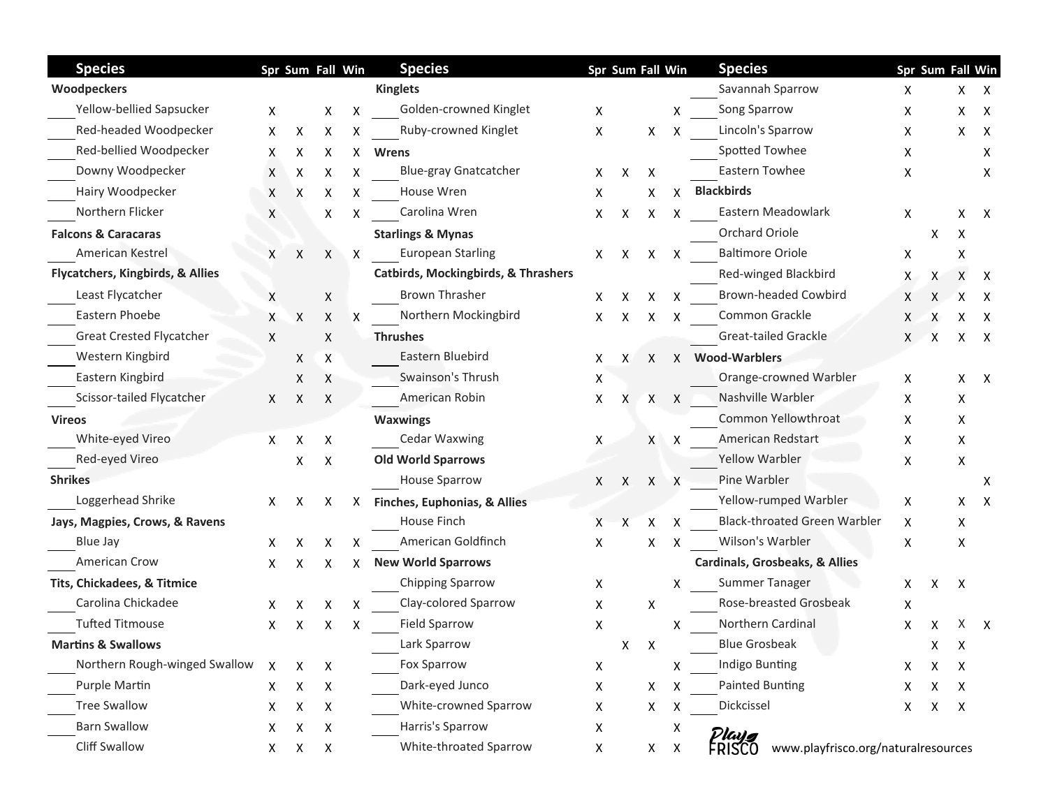| Species | Spr | Sum | Fall | Win |
|---|---|---|---|---|
| **Woodpeckers** | | | | |
| ____ Yellow-bellied Sapsucker | X | | X | X |
| ____ Red-headed Woodpecker | X | X | X | X |
| ____ Red-bellied Woodpecker | X | X | X | X |
| ____ Downy Woodpecker | X | X | X | X |
| ____ Hairy Woodpecker | X | X | X | X |
| ____ Northern Flicker | X | | X | X |
| **Falcons & Caracaras** | | | | |
| ____ American Kestrel | X | X | X | X |
| **Flycatchers, Kingbirds, & Allies** | | | | |
| ____ Least Flycatcher | X | | X | |
| ____ Eastern Phoebe | X | X | X | X |
| ____ Great Crested Flycatcher | X | | X | |
| ____ Western Kingbird | | X | X | |
| ____ Eastern Kingbird | | X | X | |
| ____ Scissor-tailed Flycatcher | X | X | X | |
| **Vireos** | | | | |
| ____ White-eyed Vireo | X | X | X | |
| ____ Red-eyed Vireo | | X | X | |
| **Shrikes** | | | | |
| ____ Loggerhead Shrike | X | X | X | X |
| **Jays, Magpies, Crows, & Ravens** | | | | |
| ____ Blue Jay | X | X | X | X |
| ____ American Crow | X | X | X | X |
| **Tits, Chickadees, & Titmice** | | | | |
| ____ Carolina Chickadee | X | X | X | X |
| ____ Tufted Titmouse | X | X | X | X |
| **Martins & Swallows** | | | | |
| ____ Northern Rough-winged Swallow | X | X | X | |
| ____ Purple Martin | X | X | X | |
| ____ Tree Swallow | X | X | X | |
| ____ Barn Swallow | X | X | X | |
| ____ Cliff Swallow | X | X | X | |
| **Kinglets** | | | | |
| ____ Golden-crowned Kinglet | X | | | X |
| ____ Ruby-crowned Kinglet | X | | X | X |
| **Wrens** | | | | |
| ____ Blue-gray Gnatcatcher | X | X | X | |
| ____ House Wren | X | | X | X |
| ____ Carolina Wren | X | X | X | X |
| **Starlings & Mynas** | | | | |
| ____ European Starling | X | X | X | X |
| **Catbirds, Mockingbirds, & Thrashers** | | | | |
| ____ Brown Thrasher | X | X | X | X |
| ____ Northern Mockingbird | X | X | X | X |
| **Thrushes** | | | | |
| ____ Eastern Bluebird | X | X | X | X |
| ____ Swainson's Thrush | X | | | |
| ____ American Robin | X | X | X | X |
| **Waxwings** | | | | |
| ____ Cedar Waxwing | X | | X | X |
| **Old World Sparrows** | | | | |
| ____ House Sparrow | X | X | X | X |
| **Finches, Euphonias, & Allies** | | | | |
| ____ House Finch | X | X | X | X |
| ____ American Goldfinch | X | | X | X |
| **New World Sparrows** | | | | |
| ____ Chipping Sparrow | X | | | X |
| ____ Clay-colored Sparrow | X | | X | |
| ____ Field Sparrow | X | | | X |
| ____ Lark Sparrow | | X | X | |
| ____ Fox Sparrow | X | | | X |
| ____ Dark-eyed Junco | X | | X | X |
| ____ White-crowned Sparrow | X | | X | X |
| ____ Harris's Sparrow | X | | | X |
| ____ White-throated Sparrow | X | | X | X |
| ____ Savannah Sparrow | X | | X | X |
| ____ Song Sparrow | X | | X | X |
| ____ Lincoln's Sparrow | X | | X | X |
| ____ Spotted Towhee | X | | | X |
| ____ Eastern Towhee | X | | | X |
| **Blackbirds** | | | | |
| ____ Eastern Meadowlark | X | | X | X |
| ____ Orchard Oriole | | X | X | |
| ____ Baltimore Oriole | X | | X | |
| ____ Red-winged Blackbird | X | X | X | X |
| ____ Brown-headed Cowbird | X | X | X | X |
| ____ Common Grackle | X | X | X | X |
| ____ Great-tailed Grackle | X | X | X | X |
| **Wood-Warblers** | | | | |
| ____ Orange-crowned Warbler | X | | X | X |
| ____ Nashville Warbler | X | | X | |
| ____ Common Yellowthroat | X | | X | |
| ____ American Redstart | X | | X | |
| ____ Yellow Warbler | X | | X | |
| ____ Pine Warbler | | | | X |
| ____ Yellow-rumped Warbler | X | | X | X |
| ____ Black-throated Green Warbler | X | | X | |
| ____ Wilson's Warbler | X | | X | |
| **Cardinals, Grosbeaks, & Allies** | | | | |
| ____ Summer Tanager | X | X | X | |
| ____ Rose-breasted Grosbeak | X | | | |
| ____ Northern Cardinal | X | X | X | X |
| ____ Blue Grosbeak | | X | X | |
| ____ Indigo Bunting | X | X | X | |
| ____ Painted Bunting | X | X | X | |
| ____ Dickcissel | X | X | X | |

Play FRISCO www.playfrisco.org/naturalresources